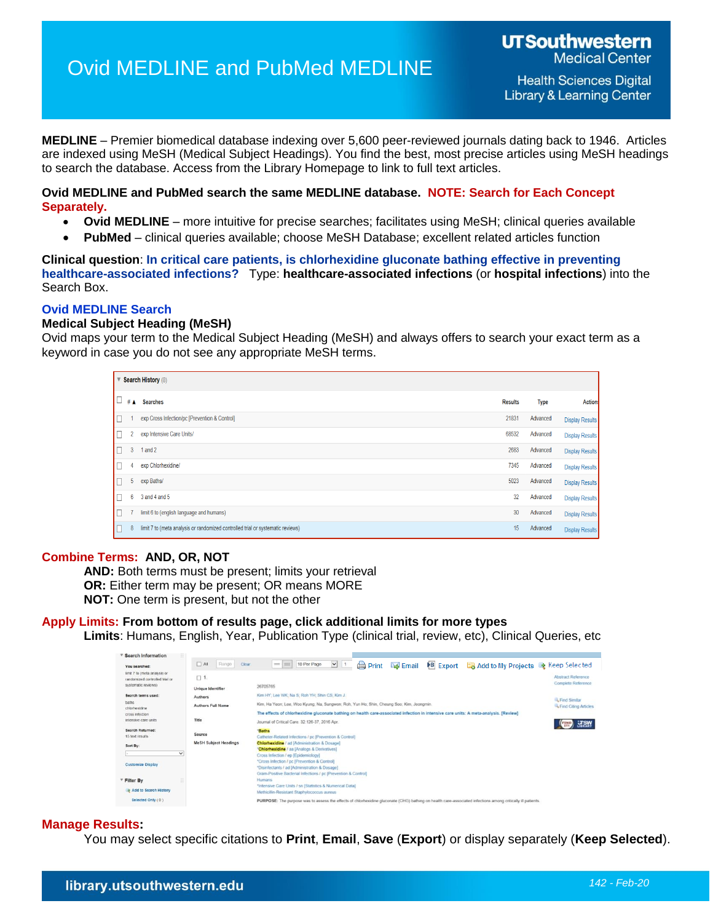# Ovid MEDLINE and PubMed MEDLINE

UTSouthwestern Medical Center
Health Sciences Digital Library & Learning Center

**MEDLINE** – Premier biomedical database indexing over 5,600 peer-reviewed journals dating back to 1946. Articles are indexed using MeSH (Medical Subject Headings). You find the best, most precise articles using MeSH headings to search the database. Access from the Library Homepage to link to full text articles.

**Ovid MEDLINE and PubMed search the same MEDLINE database. NOTE: Search for Each Concept Separately.**

- **Ovid MEDLINE** – more intuitive for precise searches; facilitates using MeSH; clinical queries available
- **PubMed** – clinical queries available; choose MeSH Database; excellent related articles function

**Clinical question**: **In critical care patients, is chlorhexidine gluconate bathing effective in preventing healthcare-associated infections?** Type: **healthcare-associated infections** (or **hospital infections**) into the Search Box.

## Ovid MEDLINE Search

### Medical Subject Heading (MeSH)

Ovid maps your term to the Medical Subject Heading (MeSH) and always offers to search your exact term as a keyword in case you do not see any appropriate MeSH terms.

Search History (8)

| # | Searches | Results | Type | Actions |
|---|---|---|---|---|
| 1 | exp Cross Infection/pc [Prevention & Control] | 21831 | Advanced | Display Results |
| 2 | exp Intensive Care Units/ | 68532 | Advanced | Display Results |
| 3 | 1 and 2 | 2683 | Advanced | Display Results |
| 4 | exp Chlorhexidine/ | 7345 | Advanced | Display Results |
| 5 | exp Baths/ | 5023 | Advanced | Display Results |
| 6 | 3 and 4 and 5 | 32 | Advanced | Display Results |
| 7 | limit 6 to (english language and humans) | 30 | Advanced | Display Results |
| 8 | limit 7 to (meta analysis or randomized controlled trial or systematic reviews) | 15 | Advanced | Display Results |

**Combine Terms: AND, OR, NOT**

**AND:** Both terms must be present; limits your retrieval
**OR:** Either term may be present; OR means MORE
**NOT:** One term is present, but not the other

**Apply Limits: From bottom of results page, click additional limits for more types**

**Limits**: Humans, English, Year, Publication Type (clinical trial, review, etc), Clinical Queries, etc

**Manage Results:**

You may select specific citations to **Print**, **Email**, **Save** (**Export**) or display separately (**Keep Selected**).

library.utsouthwestern.edu

142 - Feb-20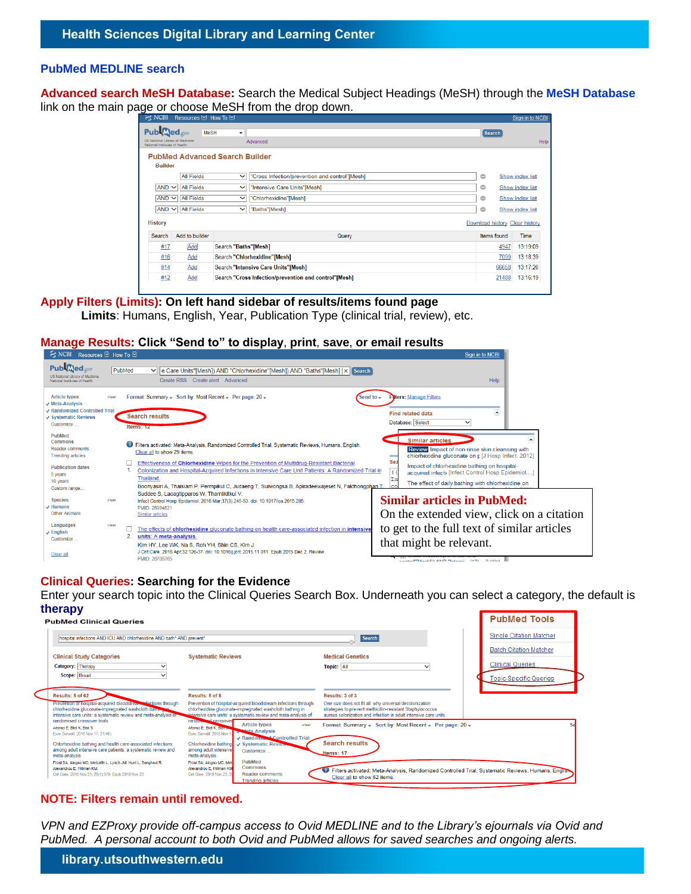## PubMed MEDLINE search

**Advanced search MeSH Database:** Search the Medical Subject Headings (MeSH) through the **MeSH Database** link on the main page or choose MeSH from the drop down.

**Apply Filters (Limits): On left hand sidebar of results/items found page**

**Limits**: Humans, English, Year, Publication Type (clinical trial, review), etc.

**Manage Results: Click "Send to" to display, print, save, or email results**

**Similar articles in PubMed:**
On the extended view, click on a citation to get to the full text of similar articles that might be relevant.

**Clinical Queries: Searching for the Evidence**

Enter your search topic into the Clinical Queries Search Box. Underneath you can select a category, the default is **therapy**

**PubMed Tools**

- Single Citation Matcher
- Batch Citation Matcher
- Clinical Queries
- Topic-Specific Queries

**NOTE: Filters remain until removed.**

*VPN and EZProxy provide off-campus access to Ovid MEDLINE and to the Library's ejournals via Ovid and PubMed. A personal account to both Ovid and PubMed allows for saved searches and ongoing alerts.*